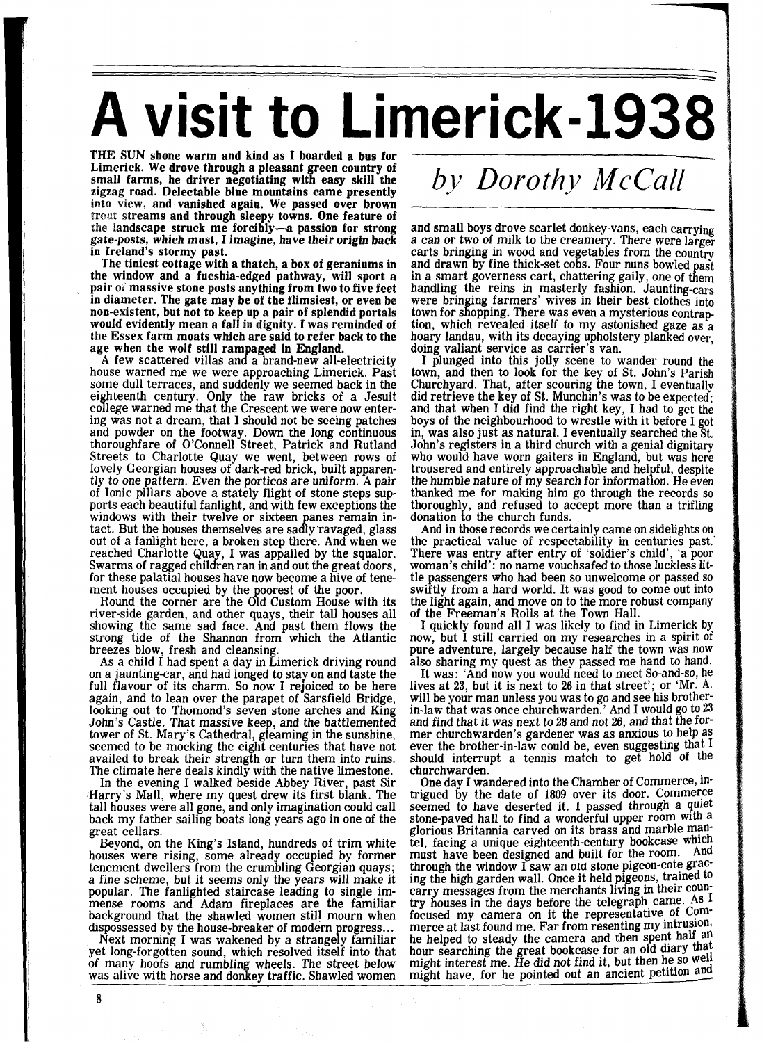# A visit to Limerick-1938

*by Dorothy McCall*

**THE SUN shone warm and kind as I boarded a bus for Limerick. We drove through a pleasant green country of small farms, he driver negotiating with easy skill the zigzag road. Delectable blue mountains came presently into view, and vanished again. We passed over brown trout streams and through sleepy towns. One feature of the landscape struck me forcibly—a passion for strong gate-posts, which must, I imagine, have their origin back in Ireland's stormy past.**

**The tiniest cottage with a thatch, a box of geraniums in the window and a fucshia-edged pathway, will sport a pair of massive stone posts anything from two to five feet in diameter. The gate may be of the flimsiest, or even be non-existent, but not to keep up a pair of splendid portals would evidently mean a fall in dignity. I was reminded of the Essex farm moats which are said to refer back to the age when the wolf still rampaged in England.**

A few scattered villas and a brand-new all-electricity house warned me we were approaching Limerick. Past some dull terraces, and suddenly we seemed back in the eighteenth century. Only the raw bricks of a Jesuit college warned me that the Crescent we were now entering was not a dream, that I should not be seeing patches and powder on the footway. Down the long continuous thoroughfare of O'Connell Street, Patrick and Rutland Streets to Charlotte Quay we went, between rows of lovely Georgian houses of dark-red brick, built apparently to one pattern. Even the porticos are uniform. A pair of Ionic pillars above a stately flight of stone steps supports each beautiful fanlight, and with few exceptions the windows with their twelve or sixteen panes remain intact. But the houses themselves are sadly ravaged, glass out of a fanlight here, a broken step there. And when we reached Charlotte Quay, I was appalled by the squalor. Swarms of ragged children ran in and out the great doors, for these palatial houses have now become a hive of tenement houses occupied by the poorest of the poor.

Round the corner are the Old Custom House with its river-side garden, and other quays, their tall houses all showing the same sad face. And past them flows the strong tide of the Shannon from which the Atlantic breezes blow, fresh and cleansing.

As a child I had spent a day in Limerick driving round on a jaunting-car, and had longed to stay on and taste the full flavour of its charm. So now I rejoiced to be here again, and to lean over the parapet of Sarsfield Bridge, looking out to Thomond's seven stone arches and King John's Castle. That massive keep, and the battlemented tower of St. Mary's Cathedral, gleaming in the sunshine, seemed to be mocking the eight centuries that have not availed to break their strength or turn them into ruins. The climate here deals kindly with the native limestone.

In the evening I walked beside Abbey River, past Sir Harry's Mall, where my quest drew its first blank. The tall houses were all gone, and only imagination could call back my father sailing boats long years ago in one of the great cellars.

Beyond, on the King's Island, hundreds of trim white houses were rising, some already occupied by former tenement dwellers from the crumbling Georgian quays; a fine scheme, but it seems only the years will make it popular. The fanlighted staircase leading to single immense rooms and Adam fireplaces are the familiar background that the shawled women still mourn when dispossessed by the house-breaker of modern progress...

Next morning I was wakened by a strangely familiar yet long-forgotten sound, which resolved itself into that of many hoofs and rumbling wheels. The street below was alive with horse and donkey traffic. Shawled women and small boys drove scarlet donkey-vans, each carrying a can or two of milk to the creamery. There were larger carts bringing in wood and vegetables from the country and drawn by fine thick-set cobs. Four nuns bowled past in a smart governess cart, chattering gaily, one of them handling the reins in masterly fashion. Jaunting-cars were bringing farmers' wives in their best clothes into town for shopping. There was even a mysterious contraption, which revealed itself to my astonished gaze as a hoary landau, with its decaying upholstery planked over, doing valiant service as carrier's van.

I plunged into this jolly scene to wander round the town, and then to look for the key of St. John's Parish Churchyard. That, after scouring the town, I eventually did retrieve the key of St. Munchin's was to be expected; and that when I **did** find the right key, I had to get the boys of the neighbourhood to wrestle with it before I got in, was also just as natural. I eventually searched the St. John's registers in a third church with a genial dignitary who would have worn gaiters in England, but was here trousered and entirely approachable and helpful, despite the humble nature of my search for information. He even thanked me for making him go through the records so thoroughly, and refused to accept more than a trifling donation to the church funds.

And in those records we certainly came on sidelights on the practical value of respectability in centuries past. There was entry after entry of 'soldier's child', 'a poor woman's child': no name vouchsafed to those luckless little passengers who had been so unwelcome or passed so swiftly from a hard world. It was good to come out into the light again, and move on to the more robust company of the Freeman's Rolls at the Town Hall.

I quickly found all I was likely to find in Limerick by now, but I still carried on my researches in a spirit of pure adventure, largely because half the town was now also sharing my quest as they passed me hand to hand.

It was: 'And now you would need to meet So-and-so, he lives at 23, but it is next to 26 in that street'; or 'Mr. A. will be your man unless you was to go and see his brother-in-law that was once churchwarden.' And I would go to 23 and find that it was next to 28 and not 26, and that the former churchwarden's gardener was as anxious to help as ever the brother-in-law could be, even suggesting that I should interrupt a tennis match to get hold of the churchwarden.

One day I wandered into the Chamber of Commerce, intrigued by the date of 1809 over its door. Commerce seemed to have deserted it. I passed through a quiet stone-paved hall to find a wonderful upper room with a glorious Britannia carved on its brass and marble mantel, facing a unique eighteenth-century bookcase which must have been designed and built for the room. And through the window I saw an old stone pigeon-cote gracing the high garden wall. Once it held pigeons, trained to carry messages from the merchants living in their country houses in the days before the telegraph came. As I focused my camera on it the representative of Commerce at last found me. Far from resenting my intrusion, he helped to steady the camera and then spent half an hour searching the great bookcase for an old diary that might interest me. He did not find it, but then he so well might have, for he pointed out an ancient petition and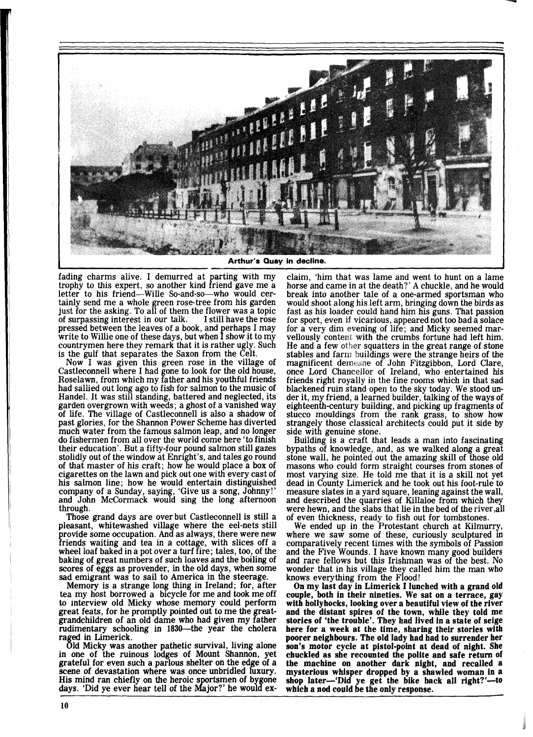**Arthur's Quay in decline.**

fading charms alive. I demurred at parting with my trophy to this expert, so another kind friend gave me a letter to his friend—Wille So-and-so—who would certainly send me a whole green rose-tree from his garden just for the asking. To all of them the flower was a topic of surpassing interest in our talk. I still have the rose pressed between the leaves of a book, and perhaps I may write to Willie one of these days, but when I show it to my countrymen here they remark that it is rather ugly. Such is the gulf that separates the Saxon from the Celt.

Now I was given this green rose in the village of Castleconnell where I had gone to look for the old house, Roselawn, from which my father and his youthful friends had sallied out long ago to fish for salmon to the music of Handel. It was still standing, battered and neglected, its garden overgrown with weeds; a ghost of a vanished way of life. The village of Castleconnell is also a shadow of past glories, for the Shannon Power Scheme has diverted much water from the famous salmon leap, and no longer do fishermen from all over the world come here 'to finish their education'. But a fifty-four pound salmon still gazes stolidly out of the window at Enright's, and tales go round of that master of his craft; how he would place a box of cigarettes on the lawn and pick out one with every cast of his salmon line; how he would entertain distinguished company of a Sunday, saying, 'Give us a song, Johnny!' and John McCormack would sing the long afternoon through.

Those grand days are over but Castleconnell is still a pleasant, whitewashed village where the eel-nets still provide some occupation. And as always, there were new friends waiting and tea in a cottage, with slices off a wheel loaf baked in a pot over a turf fire; tales, too, of the baking of great numbers of such loaves and the boiling of scores of eggs as provender, in the old days, when some sad emigrant was to sail to America in the steerage.

Memory is a strange long thing in Ireland; for, after tea my host borrowed a bicycle for me and took me off to interview old Micky whose memory could perform great feats, for he promptly pointed out to me the great-grandchildren of an old dame who had given my father rudimentary schooling in 1830—the year the cholera raged in Limerick.

Old Micky was another pathetic survival, living alone in one of the ruinous lodges of Mount Shannon, yet grateful for even such a parlous shelter on the edge of a scene of devastation where was once unbridled luxury. His mind ran chiefly on the heroic sportsmen of bygone days. 'Did ye ever hear tell of the Major?' he would exclaim, 'him that was lame and went to hunt on a lame horse and came in at the death?' A chuckle, and he would break into another tale of a one-armed sportsman who would shoot along his left arm, bringing down the birds as fast as his loader could hand him his guns. That passion for sport, even if vicarious, appeared not too bad a solace for a very dim evening of life; and Micky seemed marvellously content with the crumbs fortune had left him. He and a few other squatters in the great range of stone stables and farm buildings were the strange heirs of the magnificent demesne of John Fitzgibbon, Lord Clare, once Lord Chancellor of Ireland, who entertained his friends right royally in the fine rooms which in that sad blackened ruin stand open to the sky today. We stood under it, my friend, a learned builder, talking of the ways of eighteenth-century building, and picking up fragments of stucco mouldings from the rank grass, to show how strangely those classical architects could put it side by side with genuine stone.

Building is a craft that leads a man into fascinating bypaths of knowledge, and, as we walked along a great stone wall, he pointed out the amazing skill of those old masons who could form straight courses from stones of most varying size. He told me that it is a skill not yet dead in County Limerick and he took out his foot-rule to measure slates in a yard square, leaning against the wall, and described the quarries of Killaloe from which they were hewn, and the slabs that lie in the bed of the river,all of even thickness, ready to fish out for tombstones.

We ended up in the Protestant church at Kilmurry, where we saw some of these, curiously sculptured in comparatively recent times with the symbols of Passion and the Five Wounds. I have known many good builders and rare fellows but this Irishman was of the best. No wonder that in his village they called him the man who knows everything from the Flood!

**On my last day in Limerick I lunched with a grand old couple, both in their nineties. We sat on a terrace, gay with hollyhocks, looking over a beautiful view of the river and the distant spires of the town, while they told me stories of 'the trouble'. They had lived in a state of seige here for a week at the time, sharing their stories with poorer neighbours. The old lady had had to surrender her son's motor cycle at pistol-point at dead of night. She chuckled as she recounted the polite and safe return of the machine on another dark night, and recalled a mysterious whisper dropped by a shawled woman in a shop later—'Did ye get the bike back all right?'—to which a nod could be the only response.**